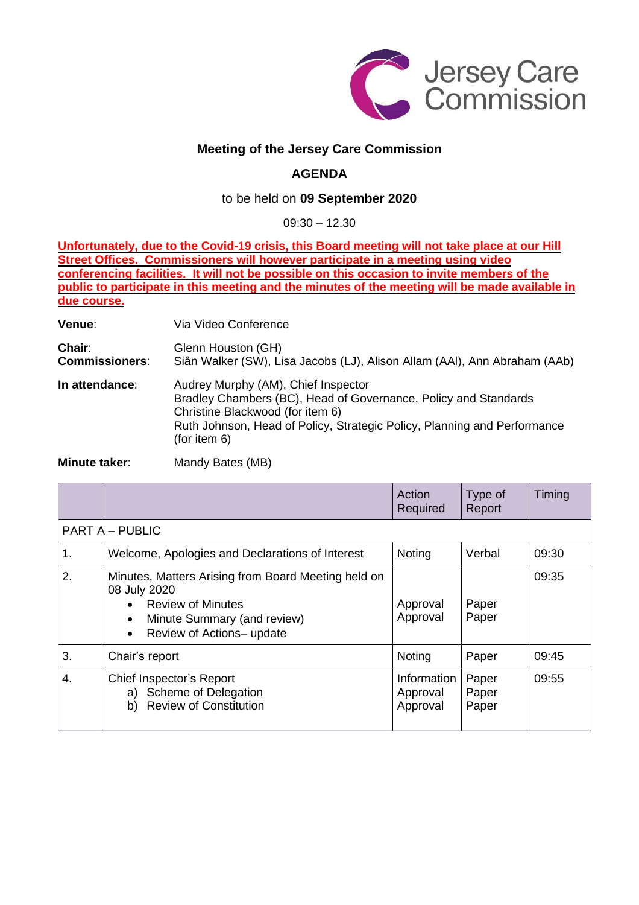Jersey Care Commission

# Meeting of the Jersey Care Commission

## AGENDA

to be held on **09 September 2020**

09:30 – 12.30

**Unfortunately, due to the Covid-19 crisis, this Board meeting will not take place at our Hill Street Offices. Commissioners will however participate in a meeting using video conferencing facilities. It will not be possible on this occasion to invite members of the public to participate in this meeting and the minutes of the meeting will be made available in due course.**

**Venue**: Via Video Conference

**Chair**: Glenn Houston (GH)

**Commissioners**: Siân Walker (SW), Lisa Jacobs (LJ), Alison Allam (AAl), Ann Abraham (AAb)

**In attendance**: Audrey Murphy (AM), Chief Inspector
Bradley Chambers (BC), Head of Governance, Policy and Standards
Christine Blackwood (for item 6)
Ruth Johnson, Head of Policy, Strategic Policy, Planning and Performance (for item 6)

**Minute taker**: Mandy Bates (MB)

| | | Action Required | Type of Report | Timing |
|---|---|---|---|---|
| PART A – PUBLIC | | | | |
| 1. | Welcome, Apologies and Declarations of Interest | Noting | Verbal | 09:30 |
| 2. | Minutes, Matters Arising from Board Meeting held on 08 July 2020<br>• Review of Minutes<br>• Minute Summary (and review)<br>• Review of Actions– update | Approval<br>Approval | Paper<br>Paper | 09:35 |
| 3. | Chair's report | Noting | Paper | 09:45 |
| 4. | Chief Inspector's Report<br>a) Scheme of Delegation<br>b) Review of Constitution | Information<br>Approval<br>Approval | Paper<br>Paper<br>Paper | 09:55 |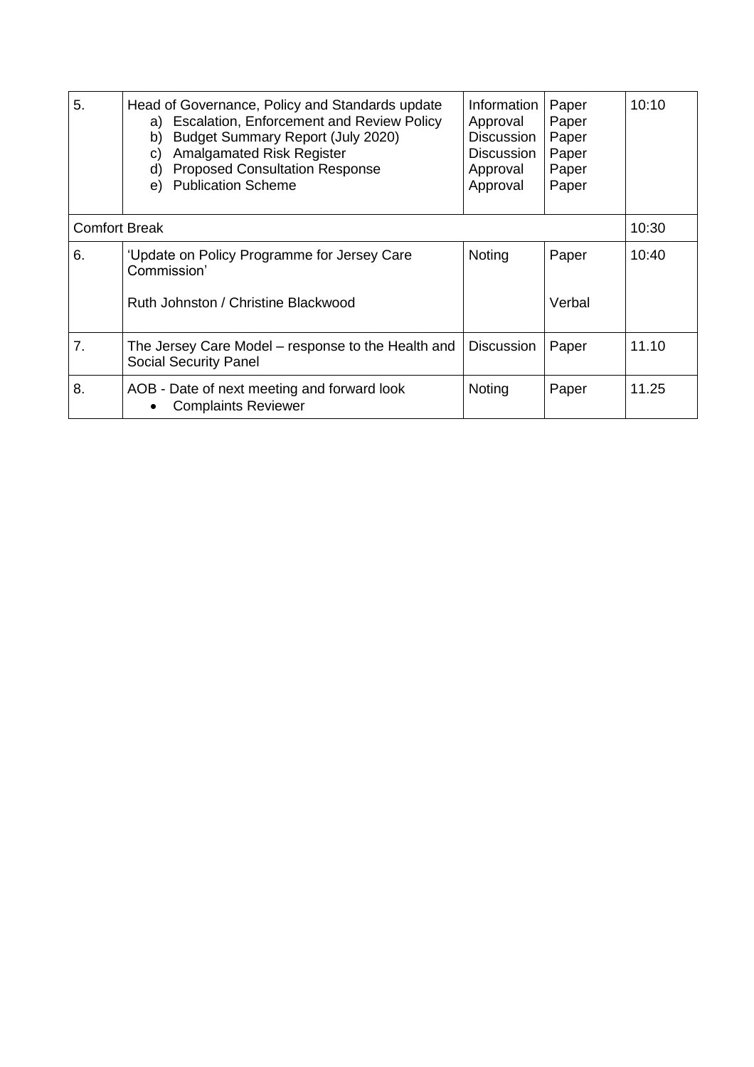| | | | | |
|---|---|---|---|---|
| 5. | Head of Governance, Policy and Standards update<br>a) Escalation, Enforcement and Review Policy<br>b) Budget Summary Report (July 2020)<br>c) Amalgamated Risk Register<br>d) Proposed Consultation Response<br>e) Publication Scheme | Information<br>Approval<br>Discussion<br>Discussion<br>Approval<br>Approval | Paper<br>Paper<br>Paper<br>Paper<br>Paper<br>Paper | 10:10 |
| Comfort Break | | | | 10:30 |
| 6. | 'Update on Policy Programme for Jersey Care Commission'<br><br>Ruth Johnston / Christine Blackwood | Noting | Paper<br><br>Verbal | 10:40 |
| 7. | The Jersey Care Model – response to the Health and Social Security Panel | Discussion | Paper | 11.10 |
| 8. | AOB - Date of next meeting and forward look<br>• Complaints Reviewer | Noting | Paper | 11.25 |